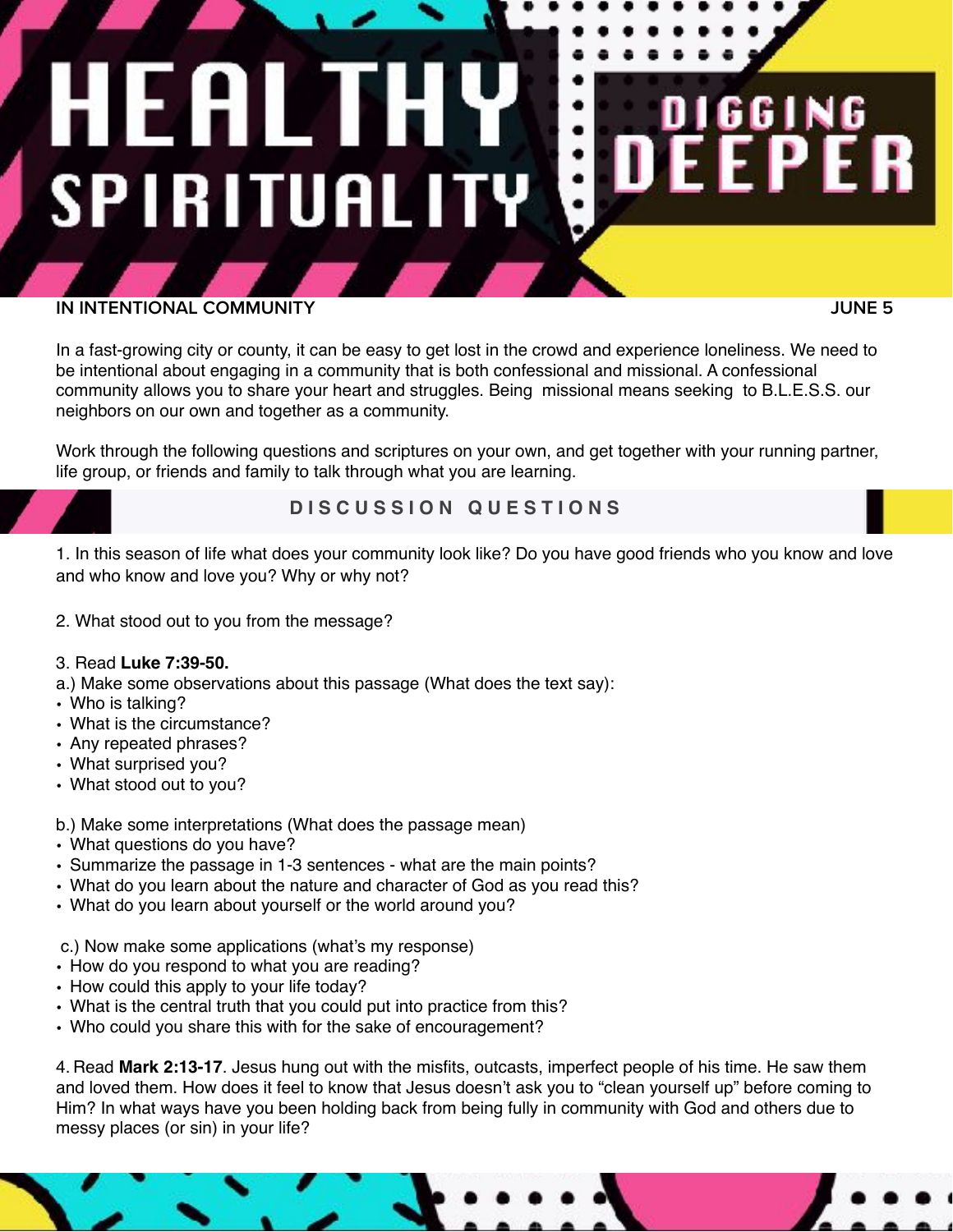# HEALTHY SPIRITUALITY

## DIGGING DEEPER

**IN INTENTIONAL COMMUNITY** **JUNE 5**

In a fast-growing city or county, it can be easy to get lost in the crowd and experience loneliness. We need to be intentional about engaging in a community that is both confessional and missional. A confessional community allows you to share your heart and struggles. Being missional means seeking to B.L.E.S.S. our neighbors on our own and together as a community.

Work through the following questions and scriptures on your own, and get together with your running partner, life group, or friends and family to talk through what you are learning.

## DISCUSSION QUESTIONS

1. In this season of life what does your community look like? Do you have good friends who you know and love and who know and love you? Why or why not?

2. What stood out to you from the message?

3. Read **Luke 7:39-50.**

a.) Make some observations about this passage (What does the text say):
- Who is talking?
- What is the circumstance?
- Any repeated phrases?
- What surprised you?
- What stood out to you?

b.) Make some interpretations (What does the passage mean)
- What questions do you have?
- Summarize the passage in 1-3 sentences - what are the main points?
- What do you learn about the nature and character of God as you read this?
- What do you learn about yourself or the world around you?

c.) Now make some applications (what's my response)
- How do you respond to what you are reading?
- How could this apply to your life today?
- What is the central truth that you could put into practice from this?
- Who could you share this with for the sake of encouragement?

4. Read **Mark 2:13-17**. Jesus hung out with the misfits, outcasts, imperfect people of his time. He saw them and loved them. How does it feel to know that Jesus doesn't ask you to "clean yourself up" before coming to Him? In what ways have you been holding back from being fully in community with God and others due to messy places (or sin) in your life?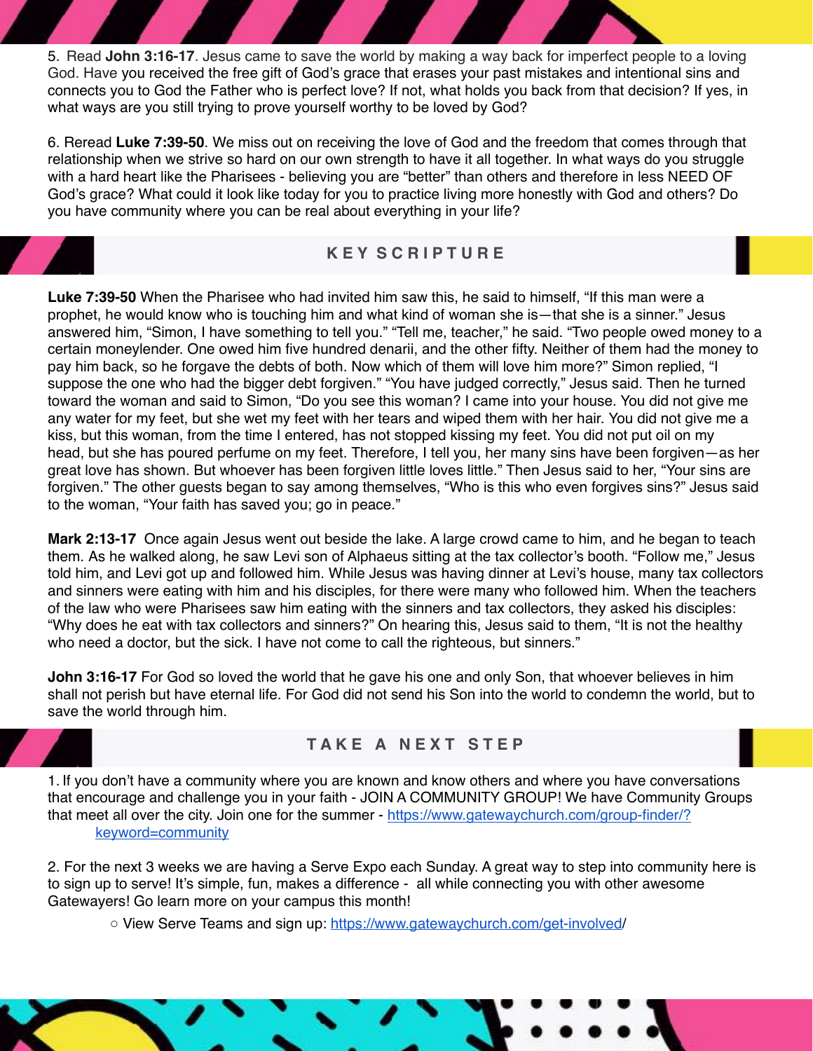5. Read **John 3:16-17**. Jesus came to save the world by making a way back for imperfect people to a loving God. Have you received the free gift of God's grace that erases your past mistakes and intentional sins and connects you to God the Father who is perfect love? If not, what holds you back from that decision? If yes, in what ways are you still trying to prove yourself worthy to be loved by God?

6. Reread **Luke 7:39-50**. We miss out on receiving the love of God and the freedom that comes through that relationship when we strive so hard on our own strength to have it all together. In what ways do you struggle with a hard heart like the Pharisees - believing you are "better" than others and therefore in less NEED OF God's grace? What could it look like today for you to practice living more honestly with God and others? Do you have community where you can be real about everything in your life?

## KEY SCRIPTURE

**Luke 7:39-50** When the Pharisee who had invited him saw this, he said to himself, "If this man were a prophet, he would know who is touching him and what kind of woman she is—that she is a sinner." Jesus answered him, "Simon, I have something to tell you." "Tell me, teacher," he said. "Two people owed money to a certain moneylender. One owed him five hundred denarii, and the other fifty. Neither of them had the money to pay him back, so he forgave the debts of both. Now which of them will love him more?" Simon replied, "I suppose the one who had the bigger debt forgiven." "You have judged correctly," Jesus said. Then he turned toward the woman and said to Simon, "Do you see this woman? I came into your house. You did not give me any water for my feet, but she wet my feet with her tears and wiped them with her hair. You did not give me a kiss, but this woman, from the time I entered, has not stopped kissing my feet. You did not put oil on my head, but she has poured perfume on my feet. Therefore, I tell you, her many sins have been forgiven—as her great love has shown. But whoever has been forgiven little loves little." Then Jesus said to her, "Your sins are forgiven." The other guests began to say among themselves, "Who is this who even forgives sins?" Jesus said to the woman, "Your faith has saved you; go in peace."

**Mark 2:13-17** Once again Jesus went out beside the lake. A large crowd came to him, and he began to teach them. As he walked along, he saw Levi son of Alphaeus sitting at the tax collector's booth. "Follow me," Jesus told him, and Levi got up and followed him. While Jesus was having dinner at Levi's house, many tax collectors and sinners were eating with him and his disciples, for there were many who followed him. When the teachers of the law who were Pharisees saw him eating with the sinners and tax collectors, they asked his disciples: "Why does he eat with tax collectors and sinners?" On hearing this, Jesus said to them, "It is not the healthy who need a doctor, but the sick. I have not come to call the righteous, but sinners."

**John 3:16-17** For God so loved the world that he gave his one and only Son, that whoever believes in him shall not perish but have eternal life. For God did not send his Son into the world to condemn the world, but to save the world through him.

## TAKE A NEXT STEP

1. If you don't have a community where you are known and know others and where you have conversations that encourage and challenge you in your faith - JOIN A COMMUNITY GROUP! We have Community Groups that meet all over the city. Join one for the summer - https://www.gatewaychurch.com/group-finder/?keyword=community

2. For the next 3 weeks we are having a Serve Expo each Sunday. A great way to step into community here is to sign up to serve! It's simple, fun, makes a difference - all while connecting you with other awesome Gatewayers! Go learn more on your campus this month!

   - View Serve Teams and sign up: https://www.gatewaychurch.com/get-involved/